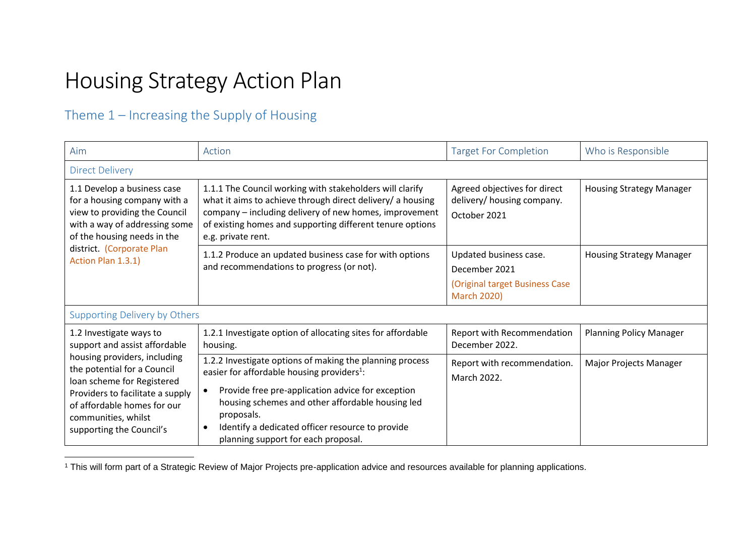# Housing Strategy Action Plan

## Theme 1 – Increasing the Supply of Housing

| Aim | Action | Target For Completion | Who is Responsible |
|---|---|---|---|
| Direct Delivery | | | |
| 1.1 Develop a business case for a housing company with a view to providing the Council with a way of addressing some of the housing needs in the district. (Corporate Plan Action Plan 1.3.1) | 1.1.1 The Council working with stakeholders will clarify what it aims to achieve through direct delivery/ a housing company – including delivery of new homes, improvement of existing homes and supporting different tenure options e.g. private rent. | Agreed objectives for direct delivery/ housing company. October 2021 | Housing Strategy Manager |
| | 1.1.2 Produce an updated business case for with options and recommendations to progress (or not). | Updated business case. December 2021 (Original target Business Case March 2020) | Housing Strategy Manager |
| Supporting Delivery by Others | | | |
| 1.2 Investigate ways to support and assist affordable housing providers, including the potential for a Council loan scheme for Registered Providers to facilitate a supply of affordable homes for our communities, whilst supporting the Council's | 1.2.1 Investigate option of allocating sites for affordable housing. | Report with Recommendation December 2022. | Planning Policy Manager |
| | 1.2.2 Investigate options of making the planning process easier for affordable housing providers[1]:<br>• Provide free pre-application advice for exception housing schemes and other affordable housing led proposals.<br>• Identify a dedicated officer resource to provide planning support for each proposal. | Report with recommendation. March 2022. | Major Projects Manager |

[1] This will form part of a Strategic Review of Major Projects pre-application advice and resources available for planning applications.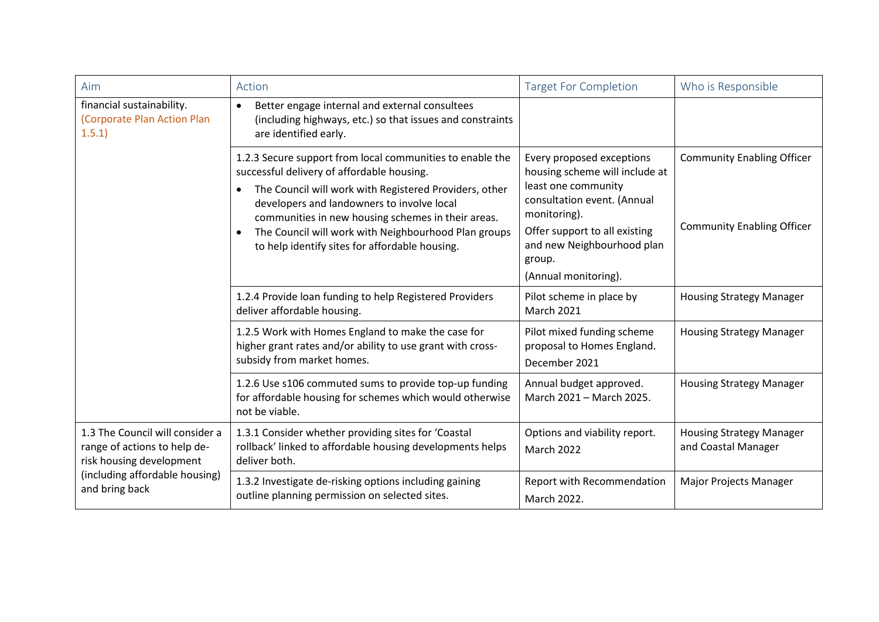| Aim | Action | Target For Completion | Who is Responsible |
|---|---|---|---|
| financial sustainability. (Corporate Plan Action Plan 1.5.1) | • Better engage internal and external consultees (including highways, etc.) so that issues and constraints are identified early. | | |
| | 1.2.3 Secure support from local communities to enable the successful delivery of affordable housing.<br>• The Council will work with Registered Providers, other developers and landowners to involve local communities in new housing schemes in their areas.<br>• The Council will work with Neighbourhood Plan groups to help identify sites for affordable housing. | Every proposed exceptions housing scheme will include at least one community consultation event. (Annual monitoring).<br>Offer support to all existing and new Neighbourhood plan group.<br>(Annual monitoring). | Community Enabling Officer<br><br>Community Enabling Officer |
| | 1.2.4 Provide loan funding to help Registered Providers deliver affordable housing. | Pilot scheme in place by March 2021 | Housing Strategy Manager |
| | 1.2.5 Work with Homes England to make the case for higher grant rates and/or ability to use grant with cross-subsidy from market homes. | Pilot mixed funding scheme proposal to Homes England.<br>December 2021 | Housing Strategy Manager |
| | 1.2.6 Use s106 commuted sums to provide top-up funding for affordable housing for schemes which would otherwise not be viable. | Annual budget approved. March 2021 – March 2025. | Housing Strategy Manager |
| 1.3 The Council will consider a range of actions to help de-risk housing development (including affordable housing) and bring back | 1.3.1 Consider whether providing sites for 'Coastal rollback' linked to affordable housing developments helps deliver both. | Options and viability report.<br>March 2022 | Housing Strategy Manager and Coastal Manager |
| | 1.3.2 Investigate de-risking options including gaining outline planning permission on selected sites. | Report with Recommendation<br>March 2022. | Major Projects Manager |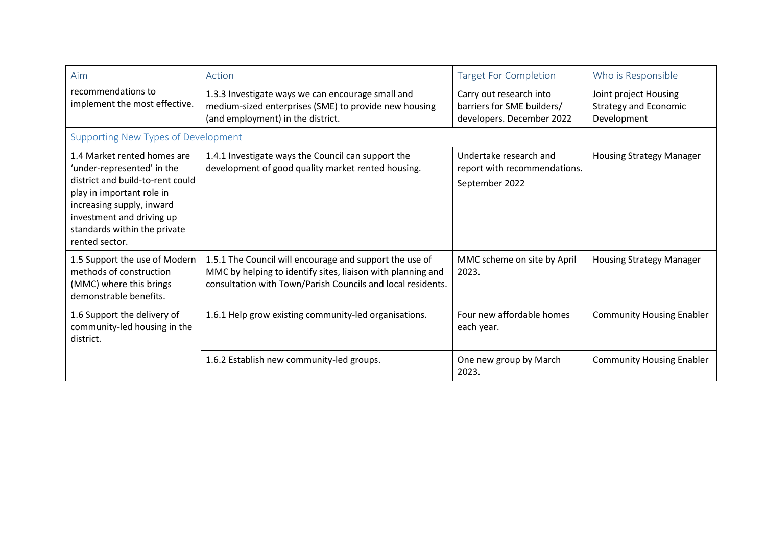| Aim | Action | Target For Completion | Who is Responsible |
|---|---|---|---|
| recommendations to implement the most effective. | 1.3.3 Investigate ways we can encourage small and medium-sized enterprises (SME) to provide new housing (and employment) in the district. | Carry out research into barriers for SME builders/ developers. December 2022 | Joint project Housing Strategy and Economic Development |
| Supporting New Types of Development | | | |
| 1.4 Market rented homes are 'under-represented' in the district and build-to-rent could play in important role in increasing supply, inward investment and driving up standards within the private rented sector. | 1.4.1 Investigate ways the Council can support the development of good quality market rented housing. | Undertake research and report with recommendations. September 2022 | Housing Strategy Manager |
| 1.5 Support the use of Modern methods of construction (MMC) where this brings demonstrable benefits. | 1.5.1 The Council will encourage and support the use of MMC by helping to identify sites, liaison with planning and consultation with Town/Parish Councils and local residents. | MMC scheme on site by April 2023. | Housing Strategy Manager |
| 1.6 Support the delivery of community-led housing in the district. | 1.6.1 Help grow existing community-led organisations. | Four new affordable homes each year. | Community Housing Enabler |
| | 1.6.2 Establish new community-led groups. | One new group by March 2023. | Community Housing Enabler |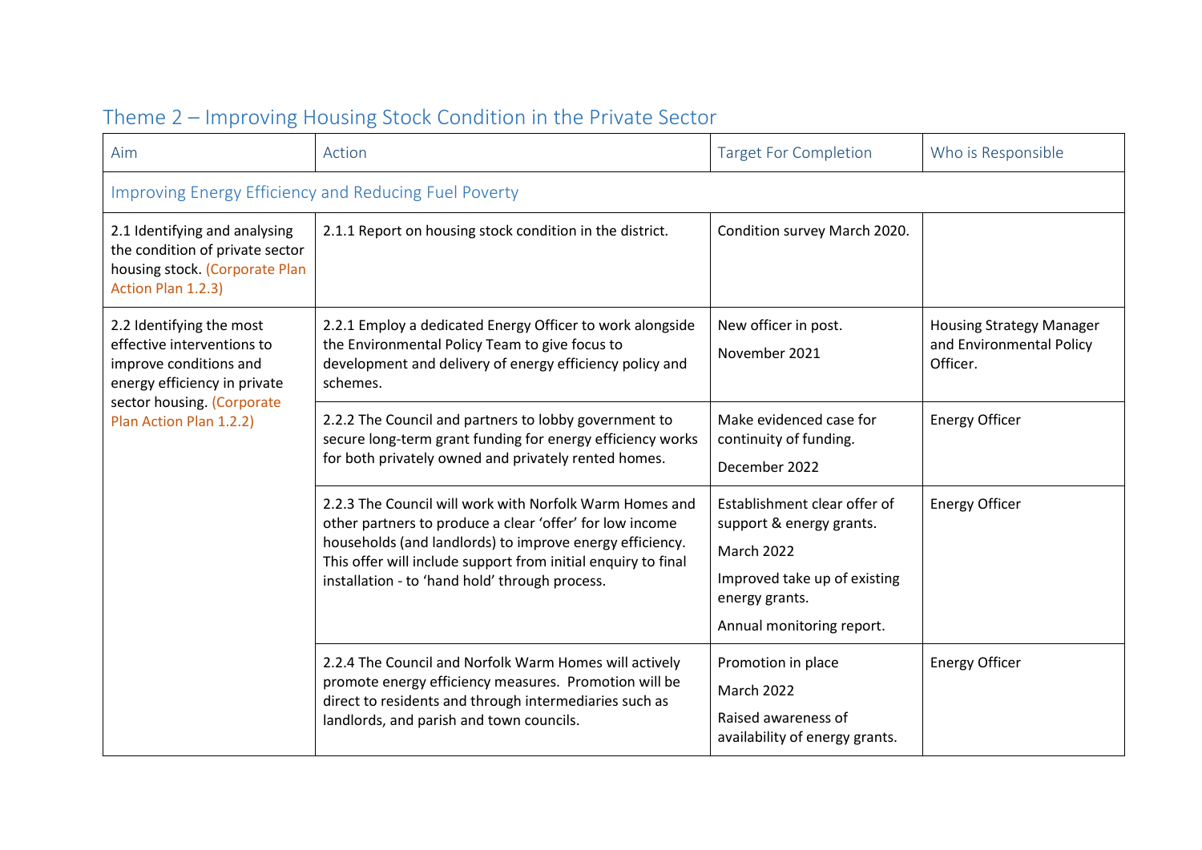## Theme 2 – Improving Housing Stock Condition in the Private Sector

| Aim | Action | Target For Completion | Who is Responsible |
|---|---|---|---|
| Improving Energy Efficiency and Reducing Fuel Poverty | | | |
| 2.1 Identifying and analysing the condition of private sector housing stock. (Corporate Plan Action Plan 1.2.3) | 2.1.1 Report on housing stock condition in the district. | Condition survey March 2020. | |
| 2.2 Identifying the most effective interventions to improve conditions and energy efficiency in private sector housing. (Corporate Plan Action Plan 1.2.2) | 2.2.1 Employ a dedicated Energy Officer to work alongside the Environmental Policy Team to give focus to development and delivery of energy efficiency policy and schemes. | New officer in post.<br><br>November 2021 | Housing Strategy Manager and Environmental Policy Officer. |
| | 2.2.2 The Council and partners to lobby government to secure long-term grant funding for energy efficiency works for both privately owned and privately rented homes. | Make evidenced case for continuity of funding.<br><br>December 2022 | Energy Officer |
| | 2.2.3 The Council will work with Norfolk Warm Homes and other partners to produce a clear 'offer' for low income households (and landlords) to improve energy efficiency. This offer will include support from initial enquiry to final installation - to 'hand hold' through process. | Establishment clear offer of support & energy grants.<br><br>March 2022<br><br>Improved take up of existing energy grants.<br><br>Annual monitoring report. | Energy Officer |
| | 2.2.4 The Council and Norfolk Warm Homes will actively promote energy efficiency measures. Promotion will be direct to residents and through intermediaries such as landlords, and parish and town councils. | Promotion in place<br><br>March 2022<br><br>Raised awareness of availability of energy grants. | Energy Officer |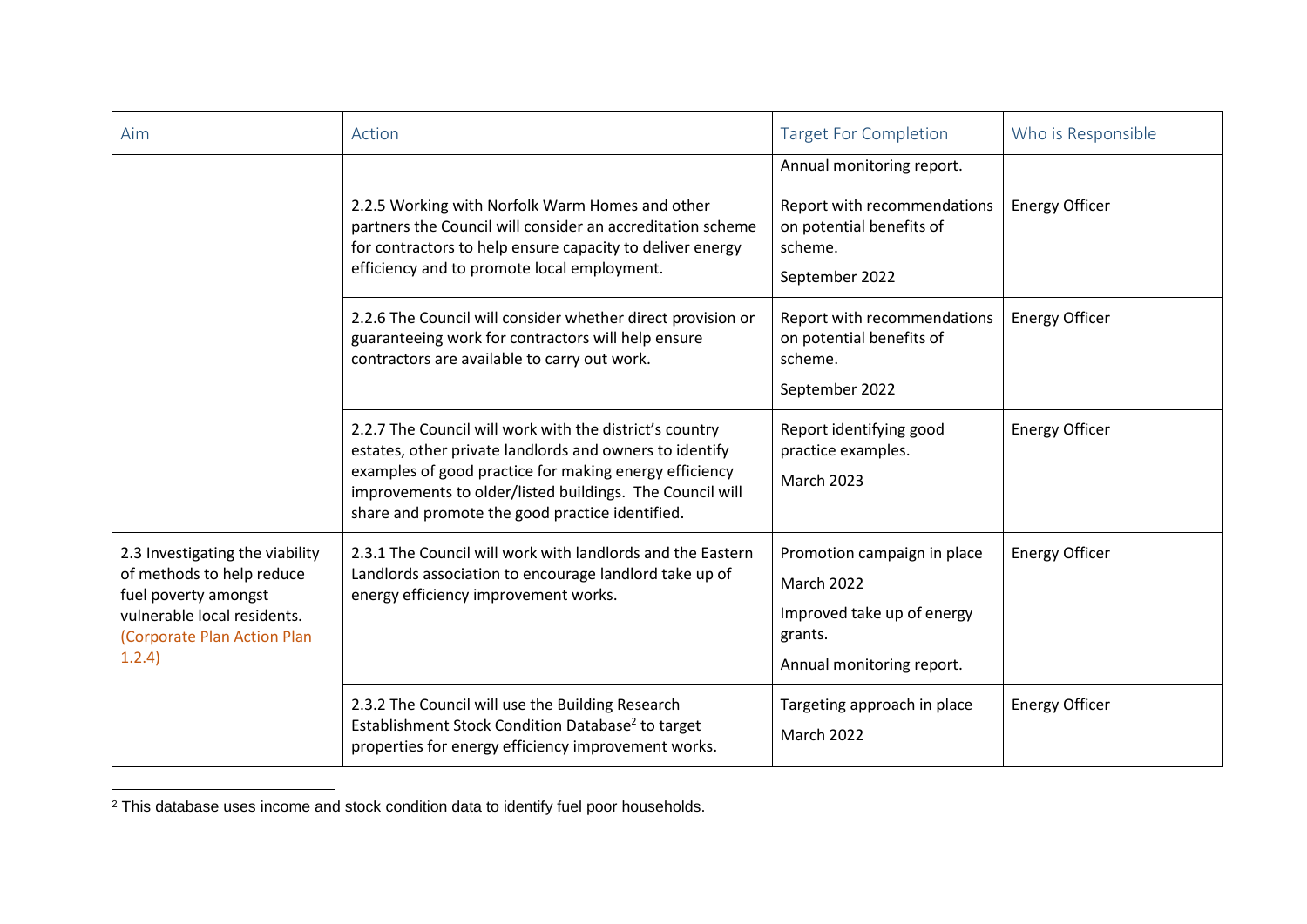| Aim | Action | Target For Completion | Who is Responsible |
|---|---|---|---|
| | | Annual monitoring report. | |
| | 2.2.5 Working with Norfolk Warm Homes and other partners the Council will consider an accreditation scheme for contractors to help ensure capacity to deliver energy efficiency and to promote local employment. | Report with recommendations on potential benefits of scheme.<br>September 2022 | Energy Officer |
| | 2.2.6 The Council will consider whether direct provision or guaranteeing work for contractors will help ensure contractors are available to carry out work. | Report with recommendations on potential benefits of scheme.<br>September 2022 | Energy Officer |
| | 2.2.7 The Council will work with the district's country estates, other private landlords and owners to identify examples of good practice for making energy efficiency improvements to older/listed buildings. The Council will share and promote the good practice identified. | Report identifying good practice examples.<br>March 2023 | Energy Officer |
| 2.3 Investigating the viability of methods to help reduce fuel poverty amongst vulnerable local residents. (Corporate Plan Action Plan 1.2.4) | 2.3.1 The Council will work with landlords and the Eastern Landlords association to encourage landlord take up of energy efficiency improvement works. | Promotion campaign in place<br>March 2022<br>Improved take up of energy grants.<br>Annual monitoring report. | Energy Officer |
| | 2.3.2 The Council will use the Building Research Establishment Stock Condition Database[2] to target properties for energy efficiency improvement works. | Targeting approach in place<br>March 2022 | Energy Officer |

[2] This database uses income and stock condition data to identify fuel poor households.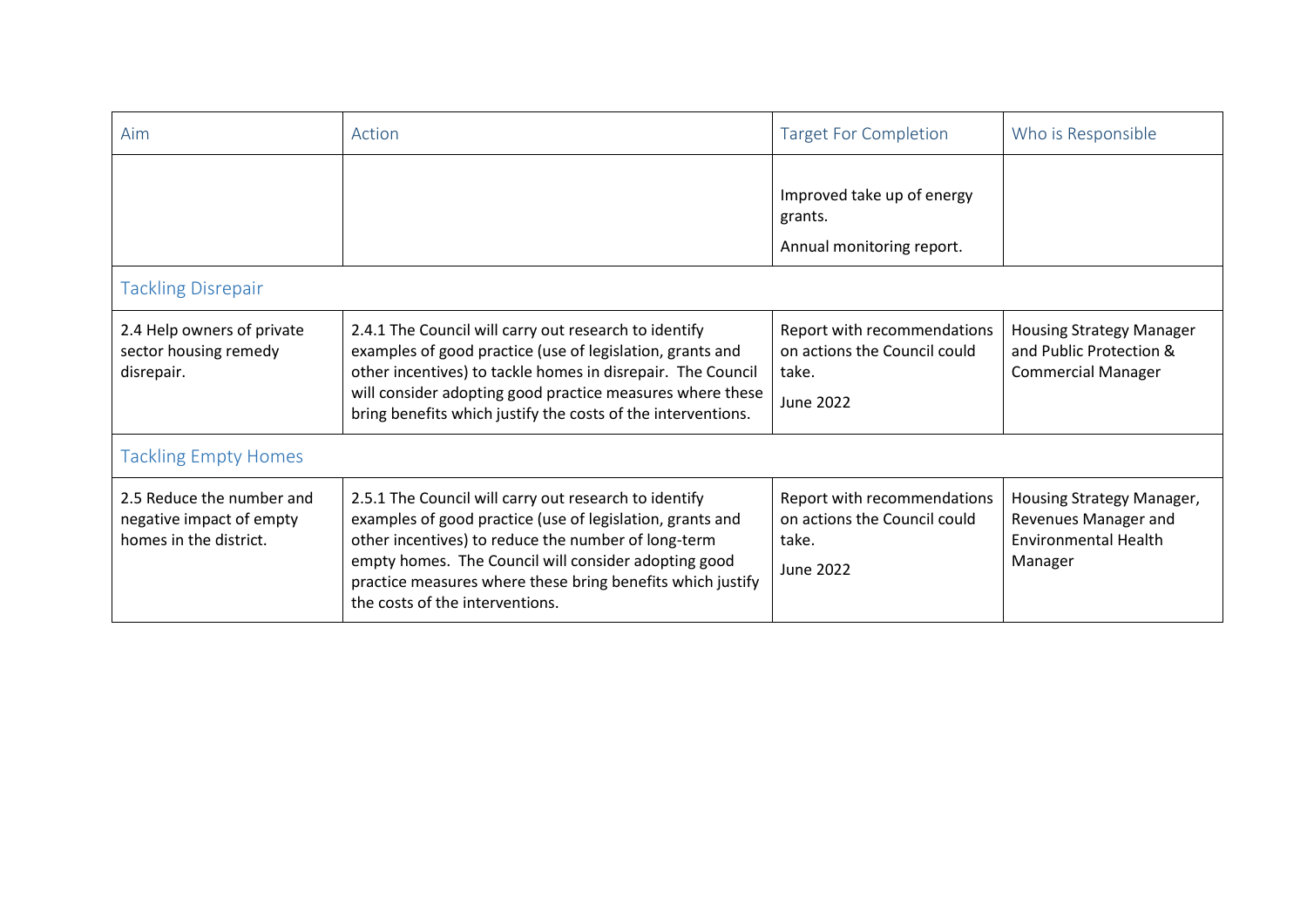| Aim | Action | Target For Completion | Who is Responsible |
|---|---|---|---|
| | | Improved take up of energy grants.<br><br>Annual monitoring report. | |
| Tackling Disrepair | | | |
| 2.4 Help owners of private sector housing remedy disrepair. | 2.4.1 The Council will carry out research to identify examples of good practice (use of legislation, grants and other incentives) to tackle homes in disrepair. The Council will consider adopting good practice measures where these bring benefits which justify the costs of the interventions. | Report with recommendations on actions the Council could take.<br><br>June 2022 | Housing Strategy Manager and Public Protection & Commercial Manager |
| Tackling Empty Homes | | | |
| 2.5 Reduce the number and negative impact of empty homes in the district. | 2.5.1 The Council will carry out research to identify examples of good practice (use of legislation, grants and other incentives) to reduce the number of long-term empty homes. The Council will consider adopting good practice measures where these bring benefits which justify the costs of the interventions. | Report with recommendations on actions the Council could take.<br><br>June 2022 | Housing Strategy Manager, Revenues Manager and Environmental Health Manager |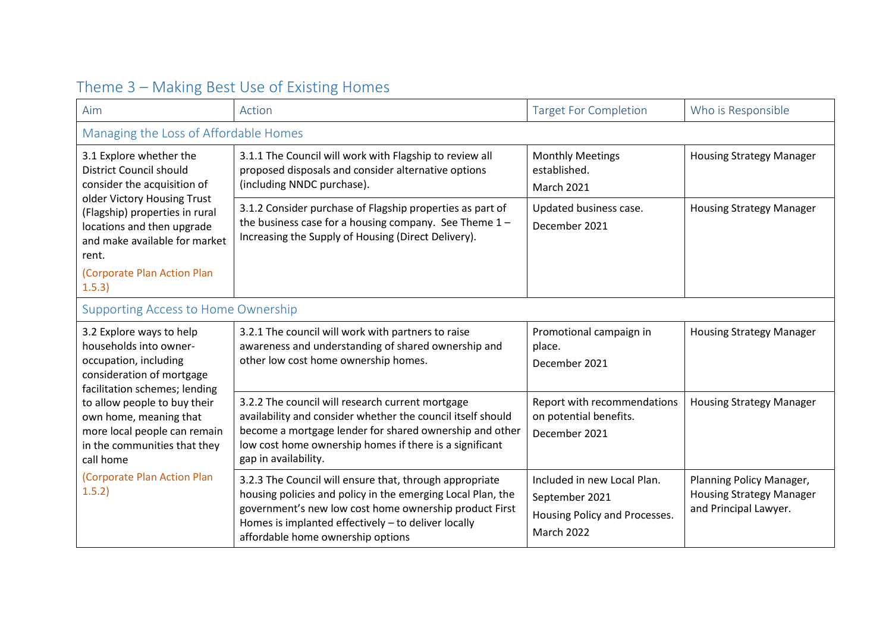## Theme 3 – Making Best Use of Existing Homes

| Aim | Action | Target For Completion | Who is Responsible |
|---|---|---|---|
| **Managing the Loss of Affordable Homes** | | | |
| 3.1 Explore whether the District Council should consider the acquisition of older Victory Housing Trust (Flagship) properties in rural locations and then upgrade and make available for market rent. (Corporate Plan Action Plan 1.5.3) | 3.1.1 The Council will work with Flagship to review all proposed disposals and consider alternative options (including NNDC purchase). | Monthly Meetings established. March 2021 | Housing Strategy Manager |
| | 3.1.2 Consider purchase of Flagship properties as part of the business case for a housing company. See Theme 1 – Increasing the Supply of Housing (Direct Delivery). | Updated business case. December 2021 | Housing Strategy Manager |
| **Supporting Access to Home Ownership** | | | |
| 3.2 Explore ways to help households into owner-occupation, including consideration of mortgage facilitation schemes; lending to allow people to buy their own home, meaning that more local people can remain in the communities that they call home (Corporate Plan Action Plan 1.5.2) | 3.2.1 The council will work with partners to raise awareness and understanding of shared ownership and other low cost home ownership homes. | Promotional campaign in place. December 2021 | Housing Strategy Manager |
| | 3.2.2 The council will research current mortgage availability and consider whether the council itself should become a mortgage lender for shared ownership and other low cost home ownership homes if there is a significant gap in availability. | Report with recommendations on potential benefits. December 2021 | Housing Strategy Manager |
| | 3.2.3 The Council will ensure that, through appropriate housing policies and policy in the emerging Local Plan, the government's new low cost home ownership product First Homes is implanted effectively – to deliver locally affordable home ownership options | Included in new Local Plan. September 2021 Housing Policy and Processes. March 2022 | Planning Policy Manager, Housing Strategy Manager and Principal Lawyer. |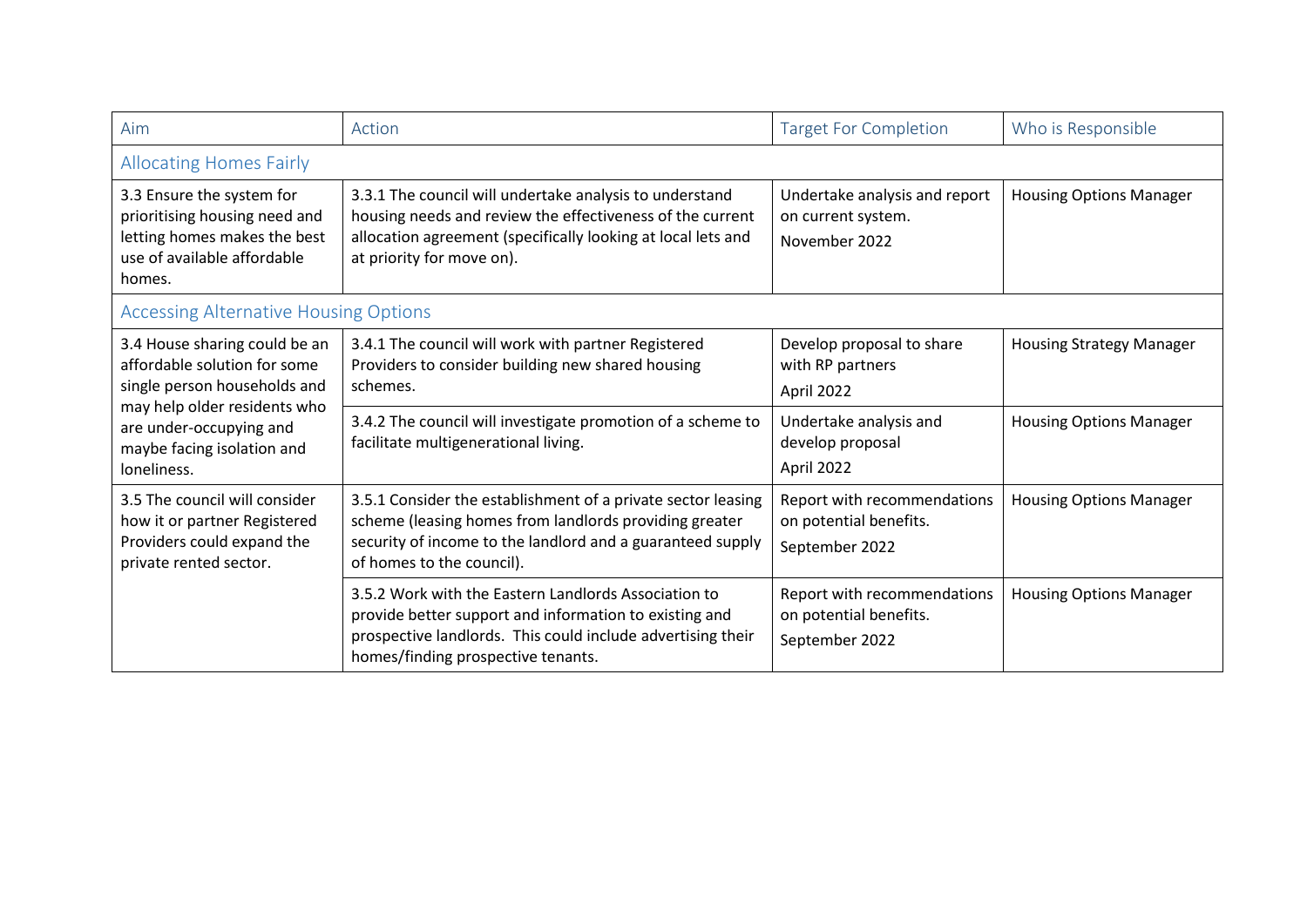| Aim | Action | Target For Completion | Who is Responsible |
|---|---|---|---|
| **Allocating Homes Fairly** | | | |
| 3.3 Ensure the system for prioritising housing need and letting homes makes the best use of available affordable homes. | 3.3.1 The council will undertake analysis to understand housing needs and review the effectiveness of the current allocation agreement (specifically looking at local lets and at priority for move on). | Undertake analysis and report on current system. November 2022 | Housing Options Manager |
| **Accessing Alternative Housing Options** | | | |
| 3.4 House sharing could be an affordable solution for some single person households and may help older residents who are under-occupying and maybe facing isolation and loneliness. | 3.4.1 The council will work with partner Registered Providers to consider building new shared housing schemes. | Develop proposal to share with RP partners April 2022 | Housing Strategy Manager |
| | 3.4.2 The council will investigate promotion of a scheme to facilitate multigenerational living. | Undertake analysis and develop proposal April 2022 | Housing Options Manager |
| 3.5 The council will consider how it or partner Registered Providers could expand the private rented sector. | 3.5.1 Consider the establishment of a private sector leasing scheme (leasing homes from landlords providing greater security of income to the landlord and a guaranteed supply of homes to the council). | Report with recommendations on potential benefits. September 2022 | Housing Options Manager |
| | 3.5.2 Work with the Eastern Landlords Association to provide better support and information to existing and prospective landlords. This could include advertising their homes/finding prospective tenants. | Report with recommendations on potential benefits. September 2022 | Housing Options Manager |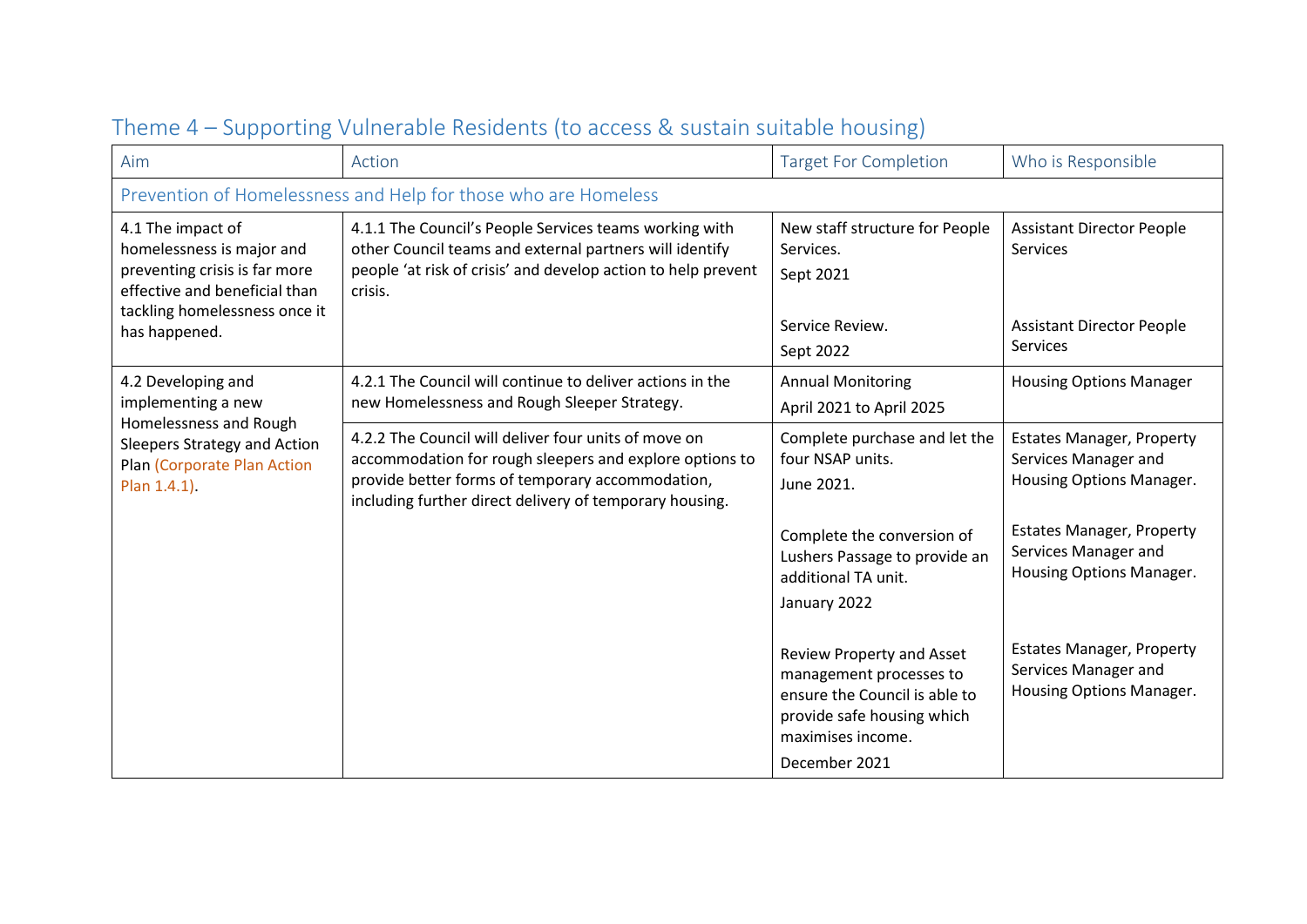## Theme 4 – Supporting Vulnerable Residents (to access & sustain suitable housing)

| Aim | Action | Target For Completion | Who is Responsible |
|---|---|---|---|
| Prevention of Homelessness and Help for those who are Homeless | | | |
| 4.1 The impact of homelessness is major and preventing crisis is far more effective and beneficial than tackling homelessness once it has happened. | 4.1.1 The Council's People Services teams working with other Council teams and external partners will identify people 'at risk of crisis' and develop action to help prevent crisis. | New staff structure for People Services.<br>Sept 2021<br><br>Service Review.<br>Sept 2022 | Assistant Director People Services<br><br>Assistant Director People Services |
| 4.2 Developing and implementing a new Homelessness and Rough Sleepers Strategy and Action Plan (Corporate Plan Action Plan 1.4.1). | 4.2.1 The Council will continue to deliver actions in the new Homelessness and Rough Sleeper Strategy. | Annual Monitoring<br>April 2021 to April 2025 | Housing Options Manager |
| | 4.2.2 The Council will deliver four units of move on accommodation for rough sleepers and explore options to provide better forms of temporary accommodation, including further direct delivery of temporary housing. | Complete purchase and let the four NSAP units.<br>June 2021.<br><br>Complete the conversion of Lushers Passage to provide an additional TA unit.<br>January 2022<br><br>Review Property and Asset management processes to ensure the Council is able to provide safe housing which maximises income.<br>December 2021 | Estates Manager, Property Services Manager and Housing Options Manager.<br><br>Estates Manager, Property Services Manager and Housing Options Manager.<br><br>Estates Manager, Property Services Manager and Housing Options Manager. |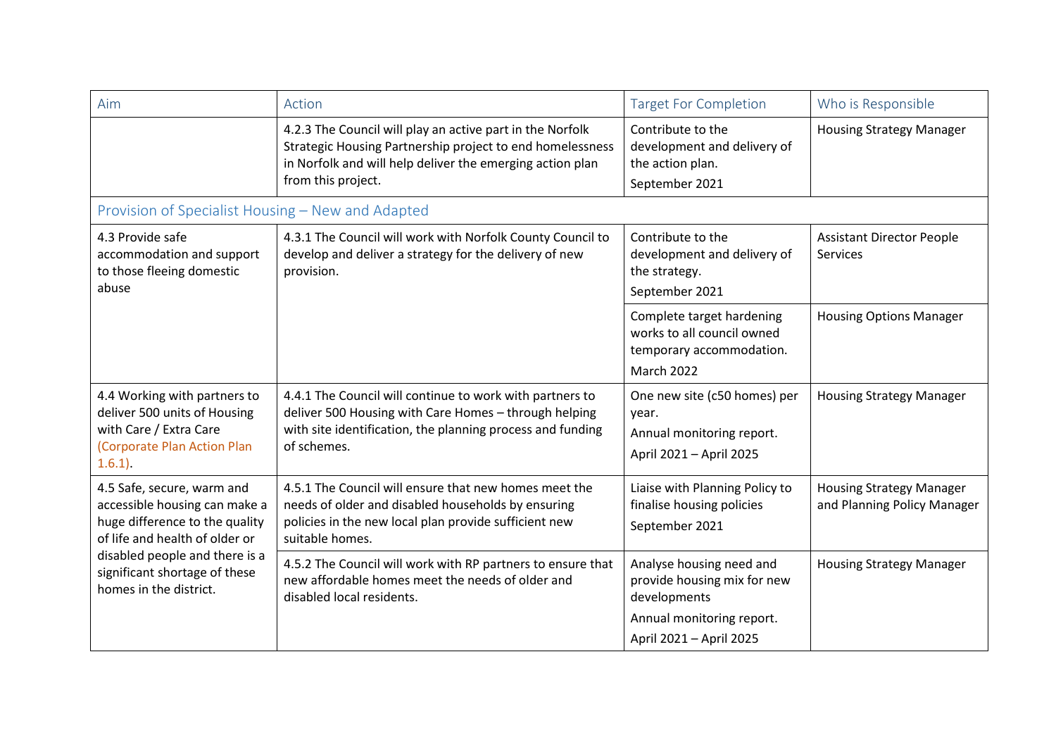| Aim | Action | Target For Completion | Who is Responsible |
| --- | --- | --- | --- |
| | 4.2.3 The Council will play an active part in the Norfolk Strategic Housing Partnership project to end homelessness in Norfolk and will help deliver the emerging action plan from this project. | Contribute to the development and delivery of the action plan. September 2021 | Housing Strategy Manager |
| Provision of Specialist Housing – New and Adapted | | | |
| 4.3 Provide safe accommodation and support to those fleeing domestic abuse | 4.3.1 The Council will work with Norfolk County Council to develop and deliver a strategy for the delivery of new provision. | Contribute to the development and delivery of the strategy. September 2021 | Assistant Director People Services |
| | | Complete target hardening works to all council owned temporary accommodation. March 2022 | Housing Options Manager |
| 4.4 Working with partners to deliver 500 units of Housing with Care / Extra Care (Corporate Plan Action Plan 1.6.1). | 4.4.1 The Council will continue to work with partners to deliver 500 Housing with Care Homes – through helping with site identification, the planning process and funding of schemes. | One new site (c50 homes) per year. Annual monitoring report. April 2021 – April 2025 | Housing Strategy Manager |
| 4.5 Safe, secure, warm and accessible housing can make a huge difference to the quality of life and health of older or disabled people and there is a significant shortage of these homes in the district. | 4.5.1 The Council will ensure that new homes meet the needs of older and disabled households by ensuring policies in the new local plan provide sufficient new suitable homes. | Liaise with Planning Policy to finalise housing policies September 2021 | Housing Strategy Manager and Planning Policy Manager |
| | 4.5.2 The Council will work with RP partners to ensure that new affordable homes meet the needs of older and disabled local residents. | Analyse housing need and provide housing mix for new developments Annual monitoring report. April 2021 – April 2025 | Housing Strategy Manager |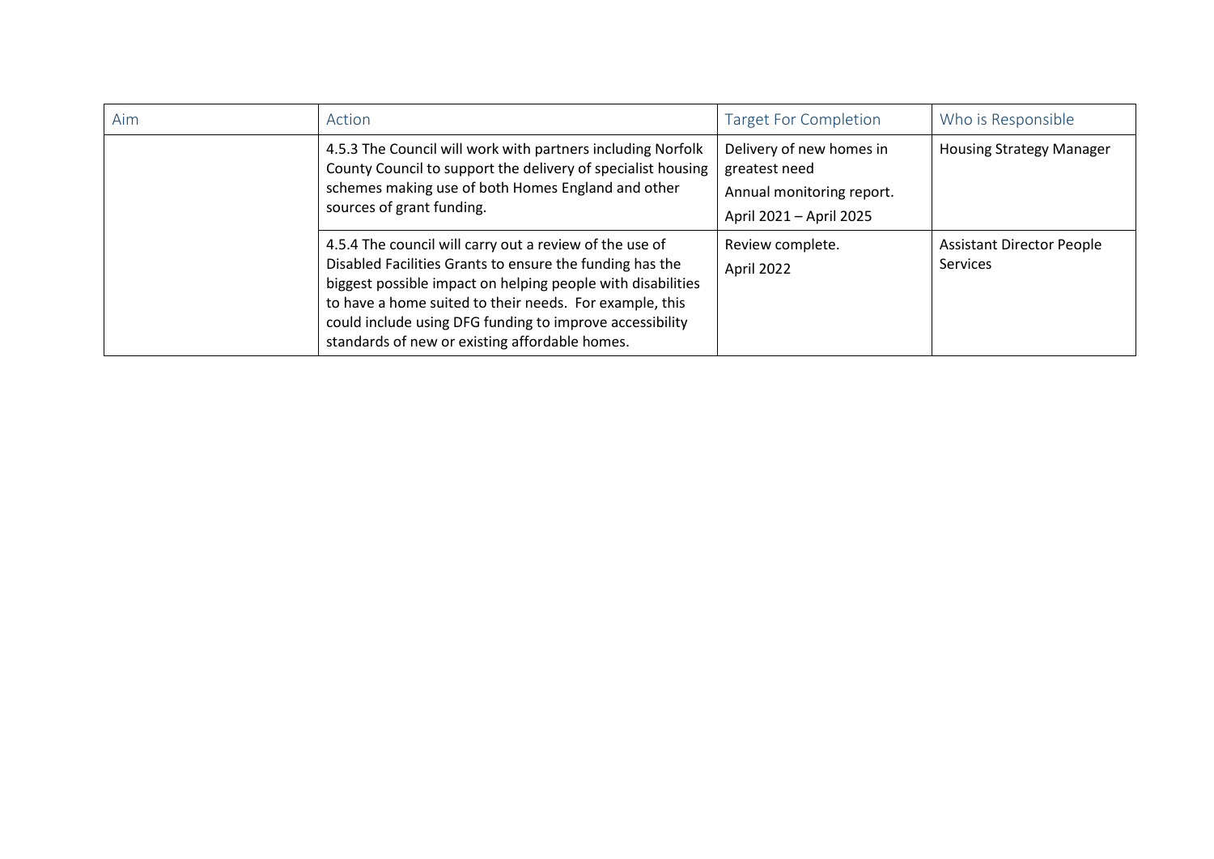| Aim | Action | Target For Completion | Who is Responsible |
|---|---|---|---|
| | 4.5.3 The Council will work with partners including Norfolk County Council to support the delivery of specialist housing schemes making use of both Homes England and other sources of grant funding. | Delivery of new homes in greatest need<br>Annual monitoring report.<br>April 2021 – April 2025 | Housing Strategy Manager |
| | 4.5.4 The council will carry out a review of the use of Disabled Facilities Grants to ensure the funding has the biggest possible impact on helping people with disabilities to have a home suited to their needs. For example, this could include using DFG funding to improve accessibility standards of new or existing affordable homes. | Review complete.<br>April 2022 | Assistant Director People Services |